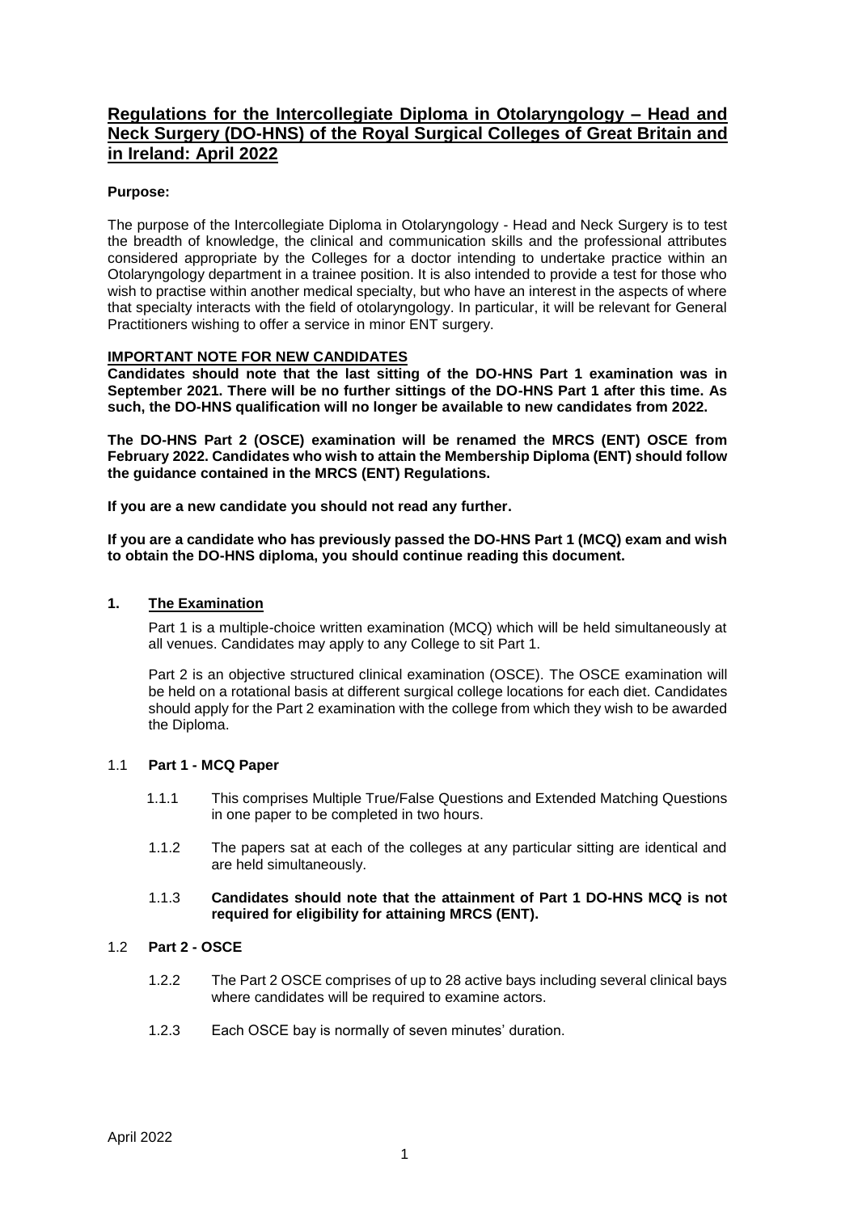# Regulations for the Intercollegiate Diploma in Otolaryngology – Head and Neck Surgery (DO-HNS) of the Royal Surgical Colleges of Great Britain and in Ireland: April 2022

**Purpose:**

The purpose of the Intercollegiate Diploma in Otolaryngology - Head and Neck Surgery is to test the breadth of knowledge, the clinical and communication skills and the professional attributes considered appropriate by the Colleges for a doctor intending to undertake practice within an Otolaryngology department in a trainee position. It is also intended to provide a test for those who wish to practise within another medical specialty, but who have an interest in the aspects of where that specialty interacts with the field of otolaryngology. In particular, it will be relevant for General Practitioners wishing to offer a service in minor ENT surgery.

**IMPORTANT NOTE FOR NEW CANDIDATES**

**Candidates should note that the last sitting of the DO-HNS Part 1 examination was in September 2021. There will be no further sittings of the DO-HNS Part 1 after this time. As such, the DO-HNS qualification will no longer be available to new candidates from 2022.**

**The DO-HNS Part 2 (OSCE) examination will be renamed the MRCS (ENT) OSCE from February 2022. Candidates who wish to attain the Membership Diploma (ENT) should follow the guidance contained in the MRCS (ENT) Regulations.**

**If you are a new candidate you should not read any further.**

**If you are a candidate who has previously passed the DO-HNS Part 1 (MCQ) exam and wish to obtain the DO-HNS diploma, you should continue reading this document.**

## 1. The Examination

Part 1 is a multiple-choice written examination (MCQ) which will be held simultaneously at all venues. Candidates may apply to any College to sit Part 1.

Part 2 is an objective structured clinical examination (OSCE). The OSCE examination will be held on a rotational basis at different surgical college locations for each diet. Candidates should apply for the Part 2 examination with the college from which they wish to be awarded the Diploma.

### 1.1 Part 1 - MCQ Paper

1.1.1 This comprises Multiple True/False Questions and Extended Matching Questions in one paper to be completed in two hours.

1.1.2 The papers sat at each of the colleges at any particular sitting are identical and are held simultaneously.

1.1.3 **Candidates should note that the attainment of Part 1 DO-HNS MCQ is not required for eligibility for attaining MRCS (ENT).**

### 1.2 Part 2 - OSCE

1.2.2 The Part 2 OSCE comprises of up to 28 active bays including several clinical bays where candidates will be required to examine actors.

1.2.3 Each OSCE bay is normally of seven minutes' duration.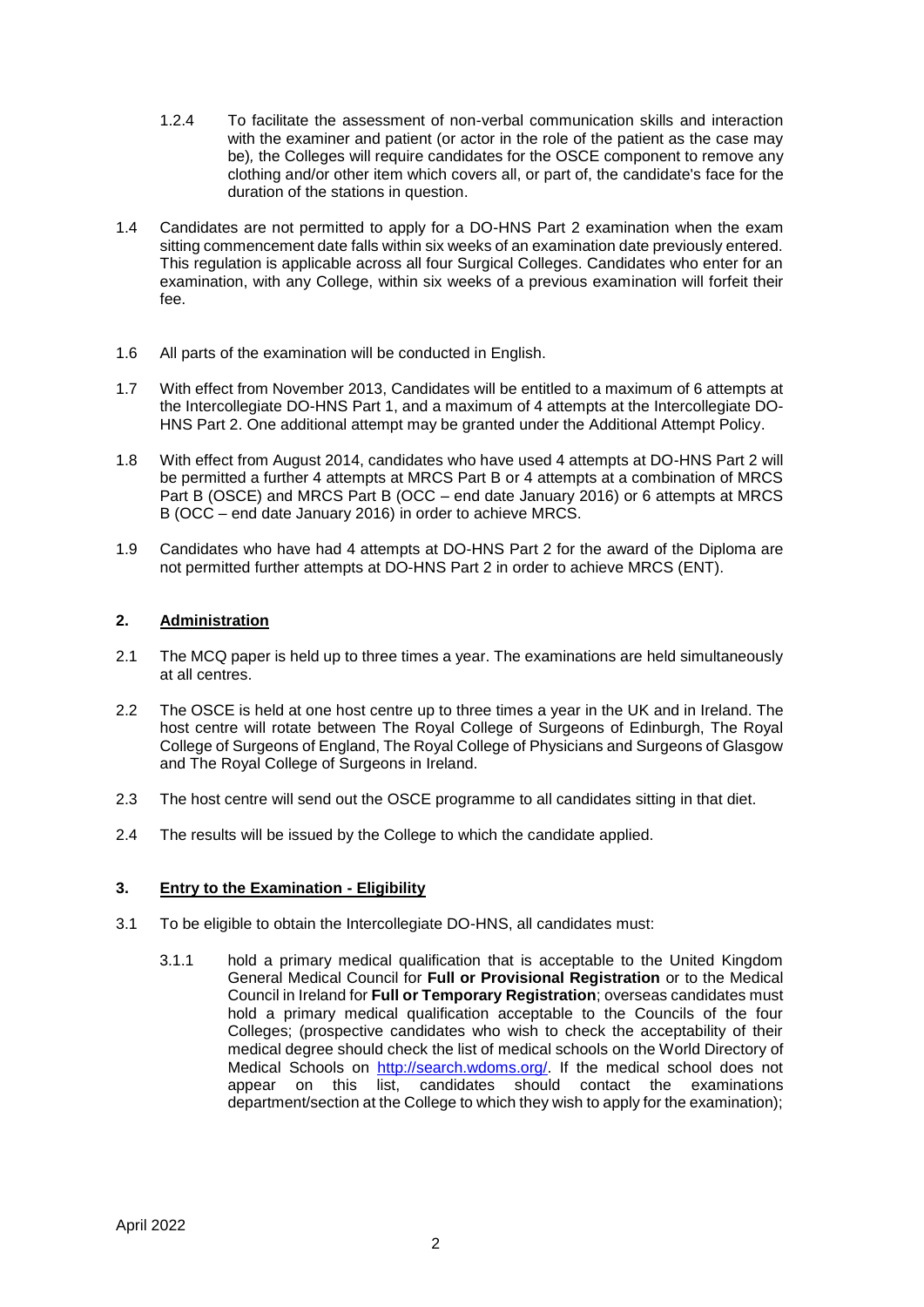1.2.4 To facilitate the assessment of non-verbal communication skills and interaction with the examiner and patient (or actor in the role of the patient as the case may be), the Colleges will require candidates for the OSCE component to remove any clothing and/or other item which covers all, or part of, the candidate's face for the duration of the stations in question.

1.4 Candidates are not permitted to apply for a DO-HNS Part 2 examination when the exam sitting commencement date falls within six weeks of an examination date previously entered. This regulation is applicable across all four Surgical Colleges. Candidates who enter for an examination, with any College, within six weeks of a previous examination will forfeit their fee.

1.6 All parts of the examination will be conducted in English.

1.7 With effect from November 2013, Candidates will be entitled to a maximum of 6 attempts at the Intercollegiate DO-HNS Part 1, and a maximum of 4 attempts at the Intercollegiate DO-HNS Part 2. One additional attempt may be granted under the Additional Attempt Policy.

1.8 With effect from August 2014, candidates who have used 4 attempts at DO-HNS Part 2 will be permitted a further 4 attempts at MRCS Part B or 4 attempts at a combination of MRCS Part B (OSCE) and MRCS Part B (OCC – end date January 2016) or 6 attempts at MRCS B (OCC – end date January 2016) in order to achieve MRCS.

1.9 Candidates who have had 4 attempts at DO-HNS Part 2 for the award of the Diploma are not permitted further attempts at DO-HNS Part 2 in order to achieve MRCS (ENT).

## 2. Administration

2.1 The MCQ paper is held up to three times a year. The examinations are held simultaneously at all centres.

2.2 The OSCE is held at one host centre up to three times a year in the UK and in Ireland. The host centre will rotate between The Royal College of Surgeons of Edinburgh, The Royal College of Surgeons of England, The Royal College of Physicians and Surgeons of Glasgow and The Royal College of Surgeons in Ireland.

2.3 The host centre will send out the OSCE programme to all candidates sitting in that diet.

2.4 The results will be issued by the College to which the candidate applied.

## 3. Entry to the Examination - Eligibility

3.1 To be eligible to obtain the Intercollegiate DO-HNS, all candidates must:

3.1.1 hold a primary medical qualification that is acceptable to the United Kingdom General Medical Council for **Full or Provisional Registration** or to the Medical Council in Ireland for **Full or Temporary Registration**; overseas candidates must hold a primary medical qualification acceptable to the Councils of the four Colleges; (prospective candidates who wish to check the acceptability of their medical degree should check the list of medical schools on the World Directory of Medical Schools on [http://search.wdoms.org/](http://search.wdoms.org/). If the medical school does not appear on this list, candidates should contact the examinations department/section at the College to which they wish to apply for the examination);

April 2022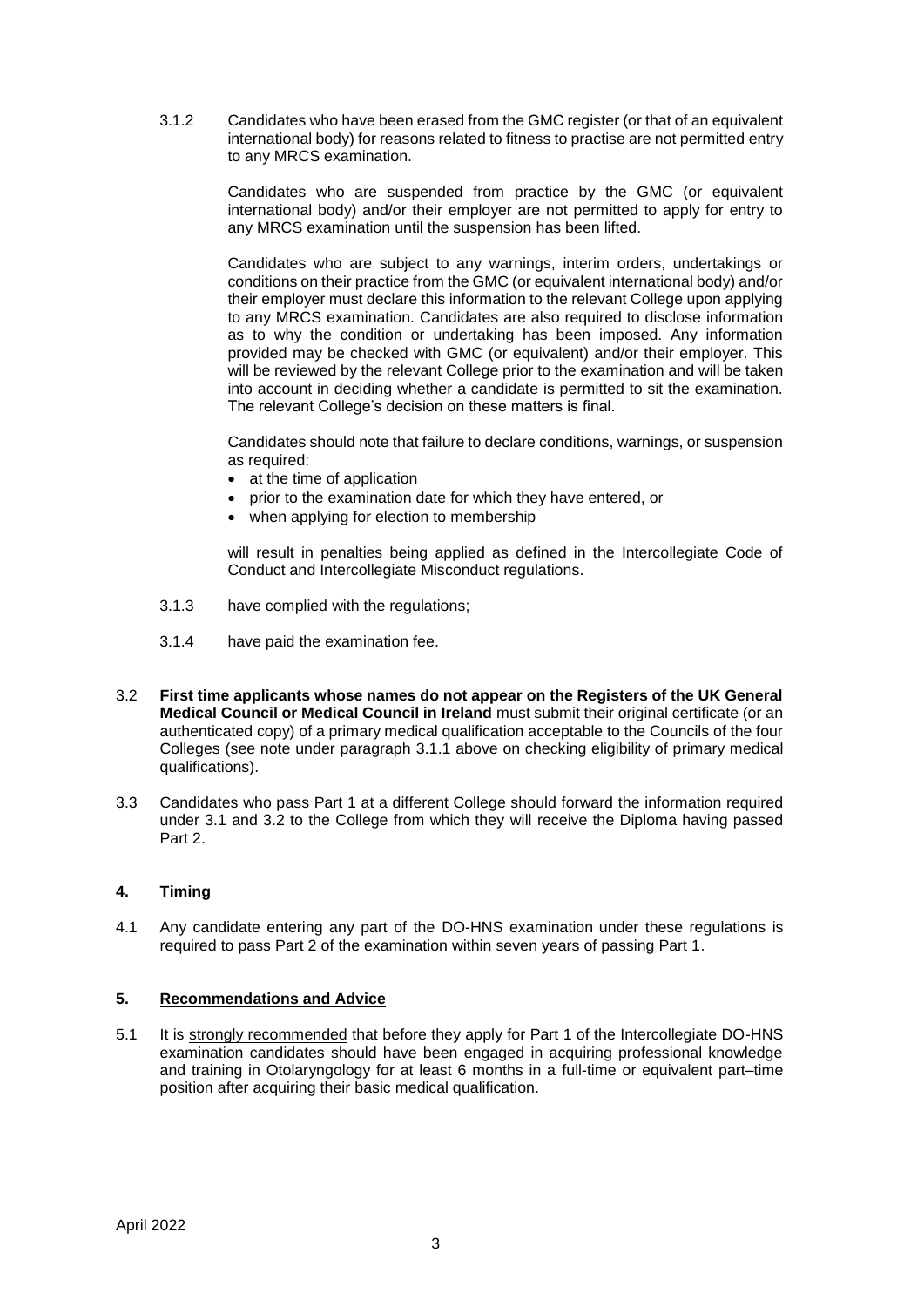3.1.2 Candidates who have been erased from the GMC register (or that of an equivalent international body) for reasons related to fitness to practise are not permitted entry to any MRCS examination.

Candidates who are suspended from practice by the GMC (or equivalent international body) and/or their employer are not permitted to apply for entry to any MRCS examination until the suspension has been lifted.

Candidates who are subject to any warnings, interim orders, undertakings or conditions on their practice from the GMC (or equivalent international body) and/or their employer must declare this information to the relevant College upon applying to any MRCS examination. Candidates are also required to disclose information as to why the condition or undertaking has been imposed. Any information provided may be checked with GMC (or equivalent) and/or their employer. This will be reviewed by the relevant College prior to the examination and will be taken into account in deciding whether a candidate is permitted to sit the examination. The relevant College's decision on these matters is final.

Candidates should note that failure to declare conditions, warnings, or suspension as required:

- at the time of application
- prior to the examination date for which they have entered, or
- when applying for election to membership

will result in penalties being applied as defined in the Intercollegiate Code of Conduct and Intercollegiate Misconduct regulations.

3.1.3 have complied with the regulations;

3.1.4 have paid the examination fee.

3.2 **First time applicants whose names do not appear on the Registers of the UK General Medical Council or Medical Council in Ireland** must submit their original certificate (or an authenticated copy) of a primary medical qualification acceptable to the Councils of the four Colleges (see note under paragraph 3.1.1 above on checking eligibility of primary medical qualifications).

3.3 Candidates who pass Part 1 at a different College should forward the information required under 3.1 and 3.2 to the College from which they will receive the Diploma having passed Part 2.

## 4. Timing

4.1 Any candidate entering any part of the DO-HNS examination under these regulations is required to pass Part 2 of the examination within seven years of passing Part 1.

## 5. Recommendations and Advice

5.1 It is strongly recommended that before they apply for Part 1 of the Intercollegiate DO-HNS examination candidates should have been engaged in acquiring professional knowledge and training in Otolaryngology for at least 6 months in a full-time or equivalent part–time position after acquiring their basic medical qualification.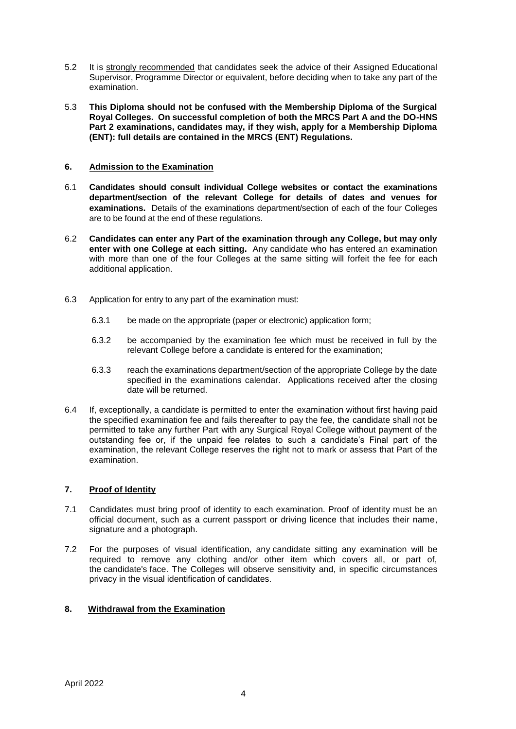5.2 It is strongly recommended that candidates seek the advice of their Assigned Educational Supervisor, Programme Director or equivalent, before deciding when to take any part of the examination.

5.3 **This Diploma should not be confused with the Membership Diploma of the Surgical Royal Colleges. On successful completion of both the MRCS Part A and the DO-HNS Part 2 examinations, candidates may, if they wish, apply for a Membership Diploma (ENT): full details are contained in the MRCS (ENT) Regulations.**

## 6. Admission to the Examination

6.1 **Candidates should consult individual College websites or contact the examinations department/section of the relevant College for details of dates and venues for examinations.** Details of the examinations department/section of each of the four Colleges are to be found at the end of these regulations.

6.2 **Candidates can enter any Part of the examination through any College, but may only enter with one College at each sitting.** Any candidate who has entered an examination with more than one of the four Colleges at the same sitting will forfeit the fee for each additional application.

6.3 Application for entry to any part of the examination must:

6.3.1 be made on the appropriate (paper or electronic) application form;

6.3.2 be accompanied by the examination fee which must be received in full by the relevant College before a candidate is entered for the examination;

6.3.3 reach the examinations department/section of the appropriate College by the date specified in the examinations calendar. Applications received after the closing date will be returned.

6.4 If, exceptionally, a candidate is permitted to enter the examination without first having paid the specified examination fee and fails thereafter to pay the fee, the candidate shall not be permitted to take any further Part with any Surgical Royal College without payment of the outstanding fee or, if the unpaid fee relates to such a candidate's Final part of the examination, the relevant College reserves the right not to mark or assess that Part of the examination.

## 7. Proof of Identity

7.1 Candidates must bring proof of identity to each examination. Proof of identity must be an official document, such as a current passport or driving licence that includes their name, signature and a photograph.

7.2 For the purposes of visual identification, any candidate sitting any examination will be required to remove any clothing and/or other item which covers all, or part of, the candidate's face. The Colleges will observe sensitivity and, in specific circumstances privacy in the visual identification of candidates.

## 8. Withdrawal from the Examination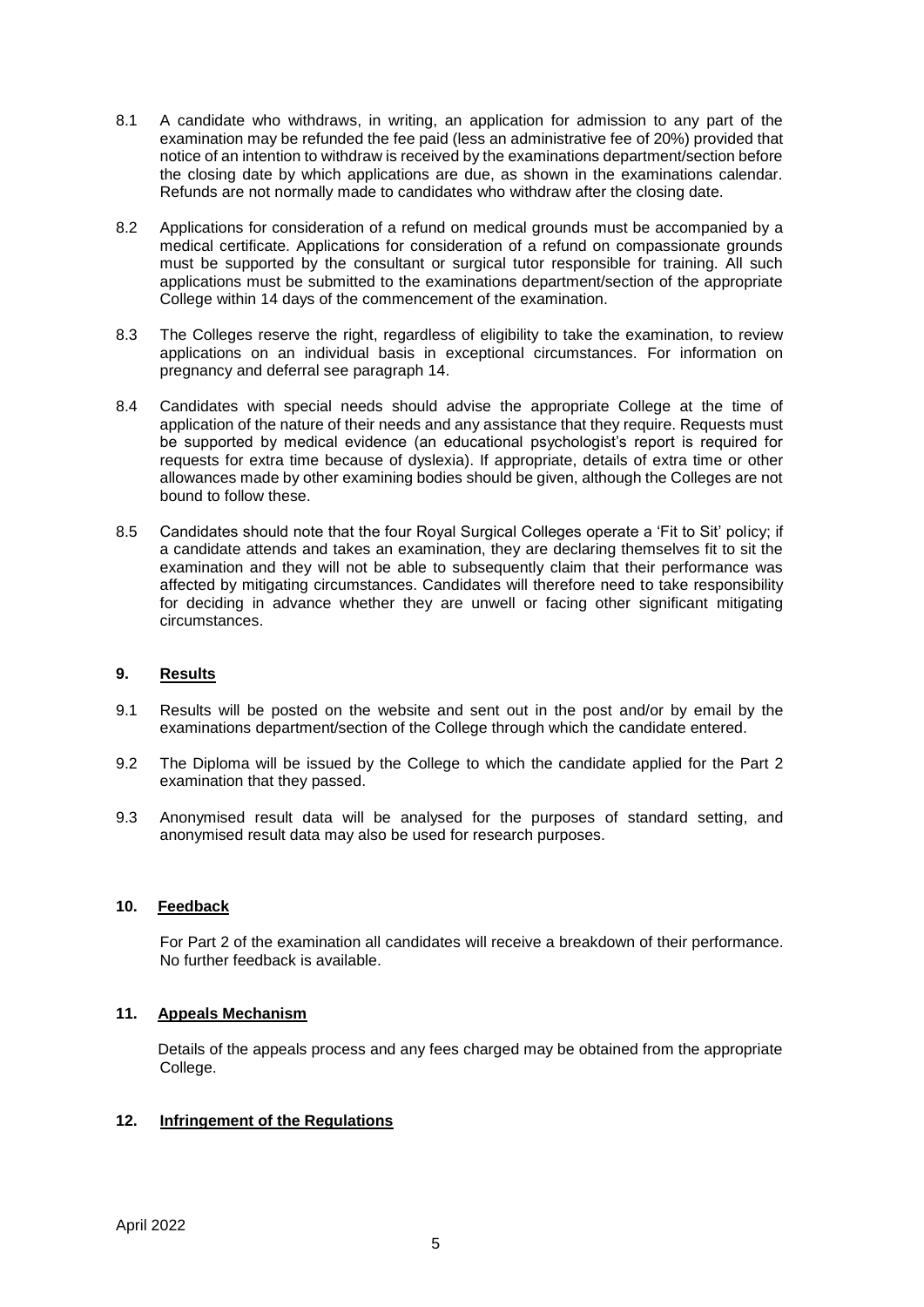8.1 A candidate who withdraws, in writing, an application for admission to any part of the examination may be refunded the fee paid (less an administrative fee of 20%) provided that notice of an intention to withdraw is received by the examinations department/section before the closing date by which applications are due, as shown in the examinations calendar. Refunds are not normally made to candidates who withdraw after the closing date.

8.2 Applications for consideration of a refund on medical grounds must be accompanied by a medical certificate. Applications for consideration of a refund on compassionate grounds must be supported by the consultant or surgical tutor responsible for training. All such applications must be submitted to the examinations department/section of the appropriate College within 14 days of the commencement of the examination.

8.3 The Colleges reserve the right, regardless of eligibility to take the examination, to review applications on an individual basis in exceptional circumstances. For information on pregnancy and deferral see paragraph 14.

8.4 Candidates with special needs should advise the appropriate College at the time of application of the nature of their needs and any assistance that they require. Requests must be supported by medical evidence (an educational psychologist's report is required for requests for extra time because of dyslexia). If appropriate, details of extra time or other allowances made by other examining bodies should be given, although the Colleges are not bound to follow these.

8.5 Candidates should note that the four Royal Surgical Colleges operate a 'Fit to Sit' policy; if a candidate attends and takes an examination, they are declaring themselves fit to sit the examination and they will not be able to subsequently claim that their performance was affected by mitigating circumstances. Candidates will therefore need to take responsibility for deciding in advance whether they are unwell or facing other significant mitigating circumstances.

## 9. Results

9.1 Results will be posted on the website and sent out in the post and/or by email by the examinations department/section of the College through which the candidate entered.

9.2 The Diploma will be issued by the College to which the candidate applied for the Part 2 examination that they passed.

9.3 Anonymised result data will be analysed for the purposes of standard setting, and anonymised result data may also be used for research purposes.

## 10. Feedback

For Part 2 of the examination all candidates will receive a breakdown of their performance. No further feedback is available.

## 11. Appeals Mechanism

Details of the appeals process and any fees charged may be obtained from the appropriate College.

## 12. Infringement of the Regulations

April 2022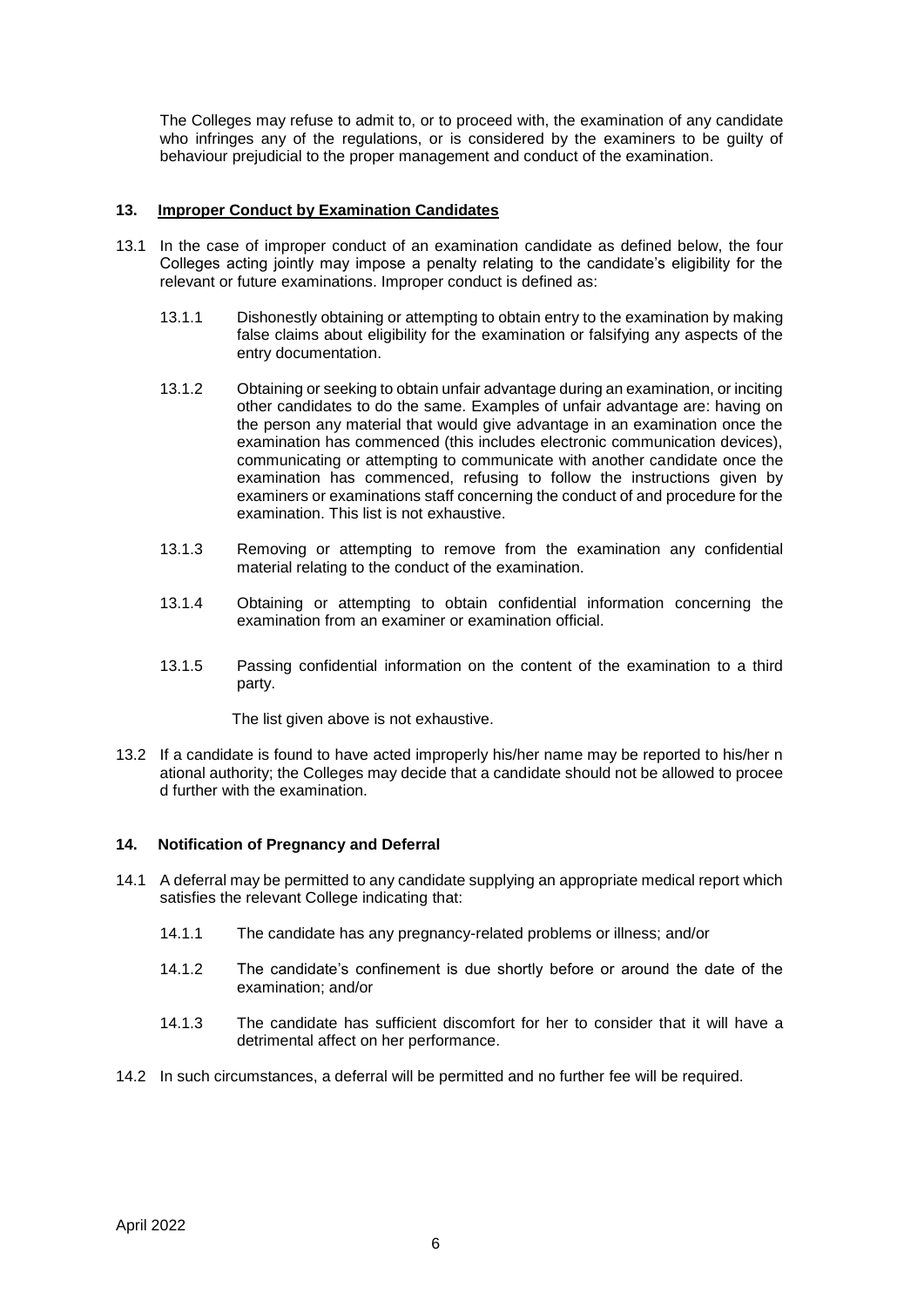The Colleges may refuse to admit to, or to proceed with, the examination of any candidate who infringes any of the regulations, or is considered by the examiners to be guilty of behaviour prejudicial to the proper management and conduct of the examination.

## 13. Improper Conduct by Examination Candidates

13.1 In the case of improper conduct of an examination candidate as defined below, the four Colleges acting jointly may impose a penalty relating to the candidate's eligibility for the relevant or future examinations. Improper conduct is defined as:

13.1.1 Dishonestly obtaining or attempting to obtain entry to the examination by making false claims about eligibility for the examination or falsifying any aspects of the entry documentation.

13.1.2 Obtaining or seeking to obtain unfair advantage during an examination, or inciting other candidates to do the same. Examples of unfair advantage are: having on the person any material that would give advantage in an examination once the examination has commenced (this includes electronic communication devices), communicating or attempting to communicate with another candidate once the examination has commenced, refusing to follow the instructions given by examiners or examinations staff concerning the conduct of and procedure for the examination. This list is not exhaustive.

13.1.3 Removing or attempting to remove from the examination any confidential material relating to the conduct of the examination.

13.1.4 Obtaining or attempting to obtain confidential information concerning the examination from an examiner or examination official.

13.1.5 Passing confidential information on the content of the examination to a third party.

The list given above is not exhaustive.

13.2 If a candidate is found to have acted improperly his/her name may be reported to his/her n ational authority; the Colleges may decide that a candidate should not be allowed to procee d further with the examination.

## 14. Notification of Pregnancy and Deferral

14.1 A deferral may be permitted to any candidate supplying an appropriate medical report which satisfies the relevant College indicating that:

14.1.1 The candidate has any pregnancy-related problems or illness; and/or

14.1.2 The candidate's confinement is due shortly before or around the date of the examination; and/or

14.1.3 The candidate has sufficient discomfort for her to consider that it will have a detrimental affect on her performance.

14.2 In such circumstances, a deferral will be permitted and no further fee will be required.

April 2022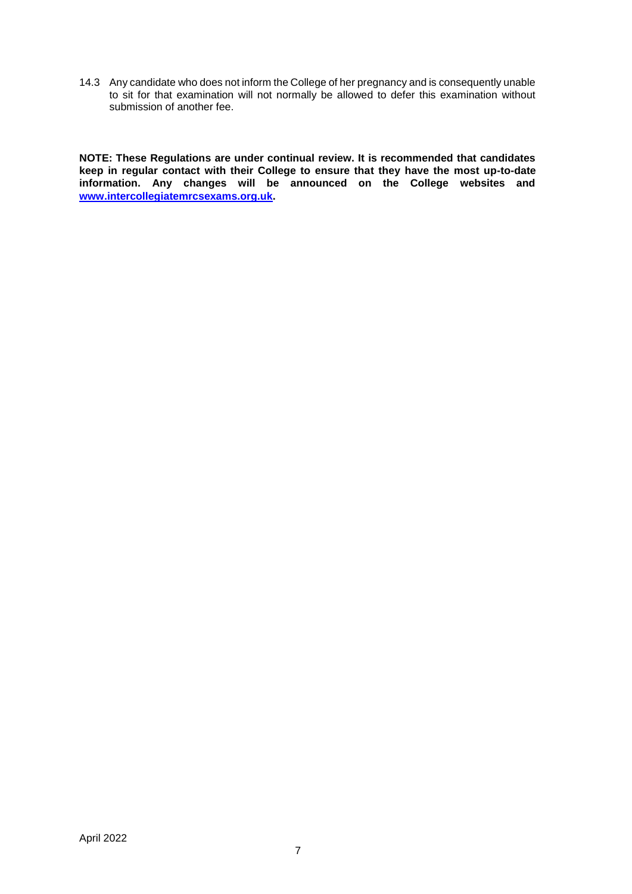14.3 Any candidate who does not inform the College of her pregnancy and is consequently unable to sit for that examination will not normally be allowed to defer this examination without submission of another fee.

**NOTE: These Regulations are under continual review. It is recommended that candidates keep in regular contact with their College to ensure that they have the most up-to-date information. Any changes will be announced on the College websites and [www.intercollegiatemrcsexams.org.uk](http://www.intercollegiatemrcsexams.org.uk).**

April 2022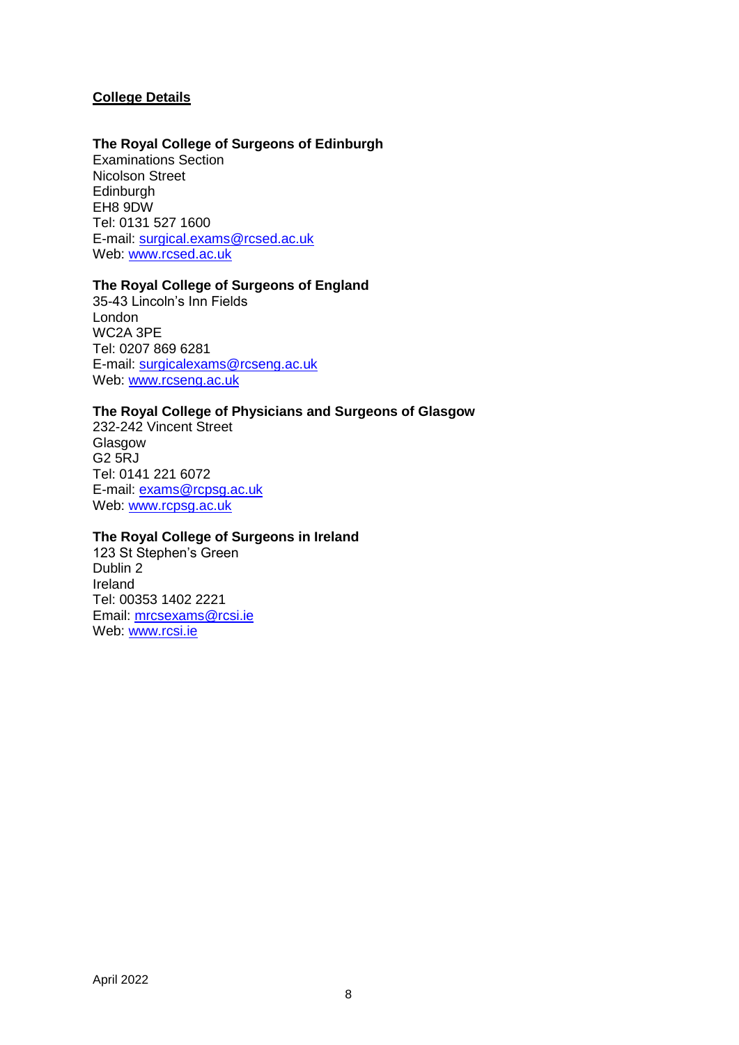## College Details

**The Royal College of Surgeons of Edinburgh**
Examinations Section
Nicolson Street
Edinburgh
EH8 9DW
Tel: 0131 527 1600
E-mail: surgical.exams@rcsed.ac.uk
Web: www.rcsed.ac.uk

**The Royal College of Surgeons of England**
35-43 Lincoln's Inn Fields
London
WC2A 3PE
Tel: 0207 869 6281
E-mail: surgicalexams@rcseng.ac.uk
Web: www.rcseng.ac.uk

**The Royal College of Physicians and Surgeons of Glasgow**
232-242 Vincent Street
Glasgow
G2 5RJ
Tel: 0141 221 6072
E-mail: exams@rcpsg.ac.uk
Web: www.rcpsg.ac.uk

**The Royal College of Surgeons in Ireland**
123 St Stephen's Green
Dublin 2
Ireland
Tel: 00353 1402 2221
Email: mrcsexams@rcsi.ie
Web: www.rcsi.ie

April 2022